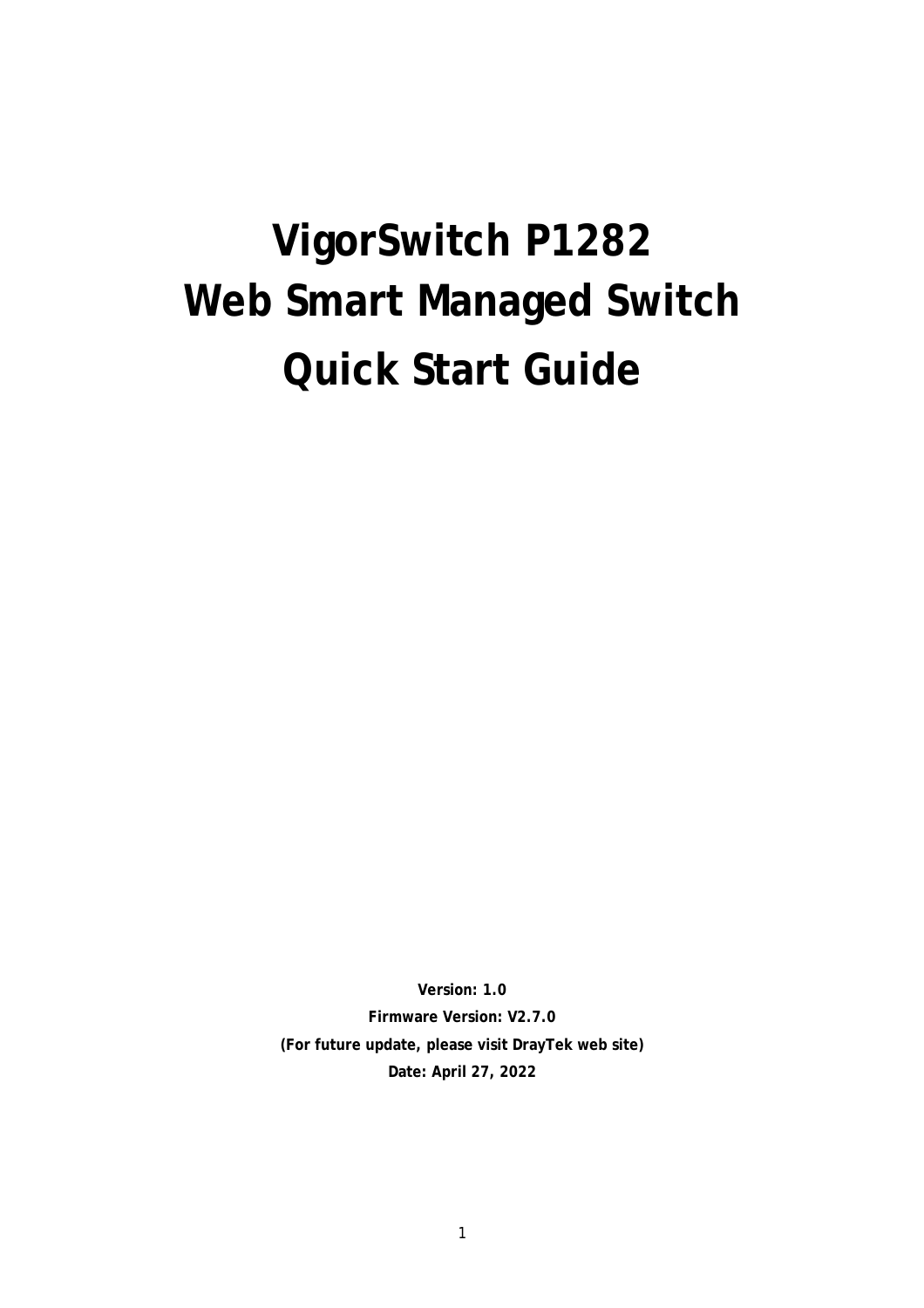# VigorSwitch P1282
# Web Smart Managed Switch
# Quick Start Guide

**Version: 1.0**

**Firmware Version: V2.7.0**

**(For future update, please visit DrayTek web site)**

**Date: April 27, 2022**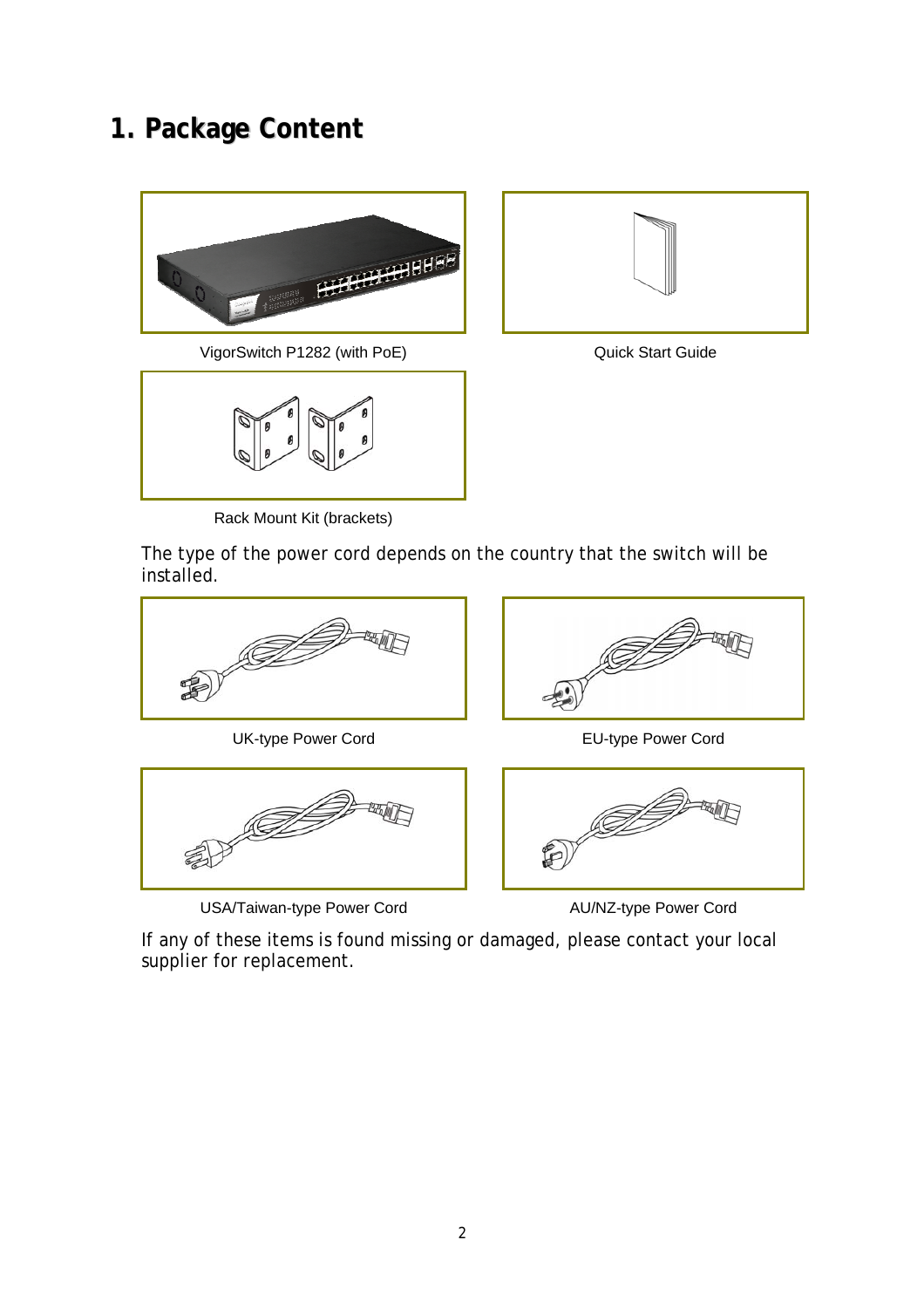# 1. Package Content

VigorSwitch P1282 (with PoE)

Quick Start Guide

Rack Mount Kit (brackets)

The type of the power cord depends on the country that the switch will be installed.

UK-type Power Cord

EU-type Power Cord

USA/Taiwan-type Power Cord

AU/NZ-type Power Cord

If any of these items is found missing or damaged, please contact your local supplier for replacement.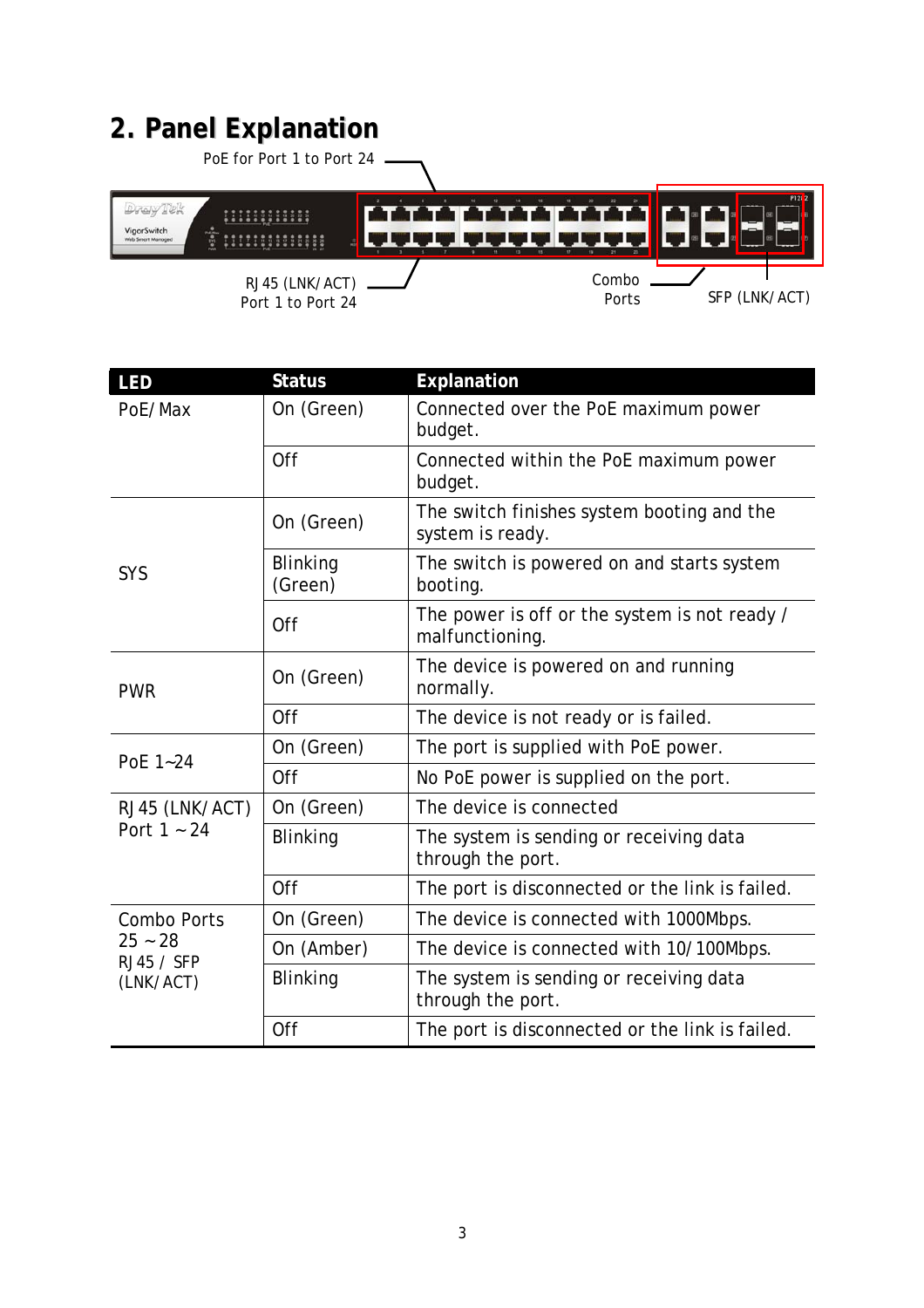## 2. Panel Explanation

PoE for Port 1 to Port 24

RJ45 (LNK/ACT) Port 1 to Port 24

Combo Ports

SFP (LNK/ACT)

| LED | Status | Explanation |
|---|---|---|
| PoE/Max | On (Green) | Connected over the PoE maximum power budget. |
| | Off | Connected within the PoE maximum power budget. |
| SYS | On (Green) | The switch finishes system booting and the system is ready. |
| | Blinking (Green) | The switch is powered on and starts system booting. |
| | Off | The power is off or the system is not ready / malfunctioning. |
| PWR | On (Green) | The device is powered on and running normally. |
| | Off | The device is not ready or is failed. |
| PoE 1~24 | On (Green) | The port is supplied with PoE power. |
| | Off | No PoE power is supplied on the port. |
| RJ45 (LNK/ACT) Port 1 ~ 24 | On (Green) | The device is connected |
| | Blinking | The system is sending or receiving data through the port. |
| | Off | The port is disconnected or the link is failed. |
| Combo Ports 25 ~ 28 RJ45 / SFP (LNK/ACT) | On (Green) | The device is connected with 1000Mbps. |
| | On (Amber) | The device is connected with 10/100Mbps. |
| | Blinking | The system is sending or receiving data through the port. |
| | Off | The port is disconnected or the link is failed. |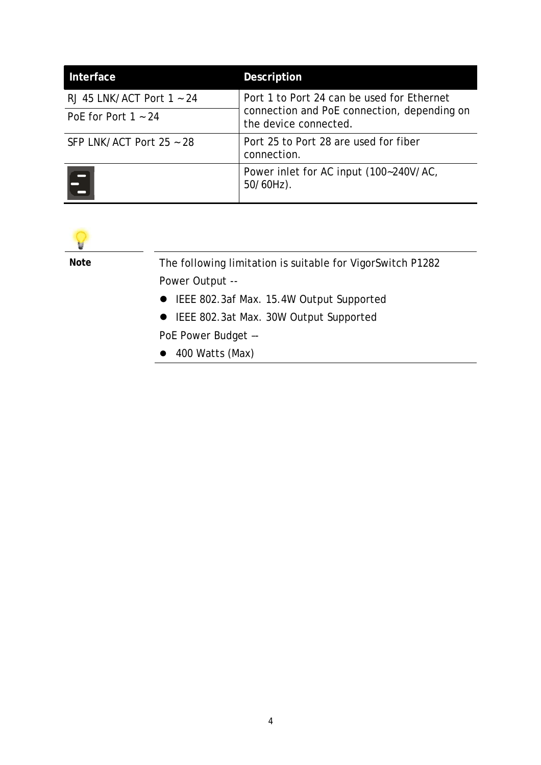| Interface | Description |
| --- | --- |
| RJ 45 LNK/ACT Port 1 ~ 24 | Port 1 to Port 24 can be used for Ethernet connection and PoE connection, depending on the device connected. |
| PoE for Port 1 ~ 24 | |
| SFP LNK/ACT Port 25 ~ 28 | Port 25 to Port 28 are used for fiber connection. |
| | Power inlet for AC input (100~240V/AC, 50/60Hz). |

**Note**

The following limitation is suitable for VigorSwitch P1282

Power Output --

- IEEE 802.3af Max. 15.4W Output Supported
- IEEE 802.3at Max. 30W Output Supported

PoE Power Budget –-

- 400 Watts (Max)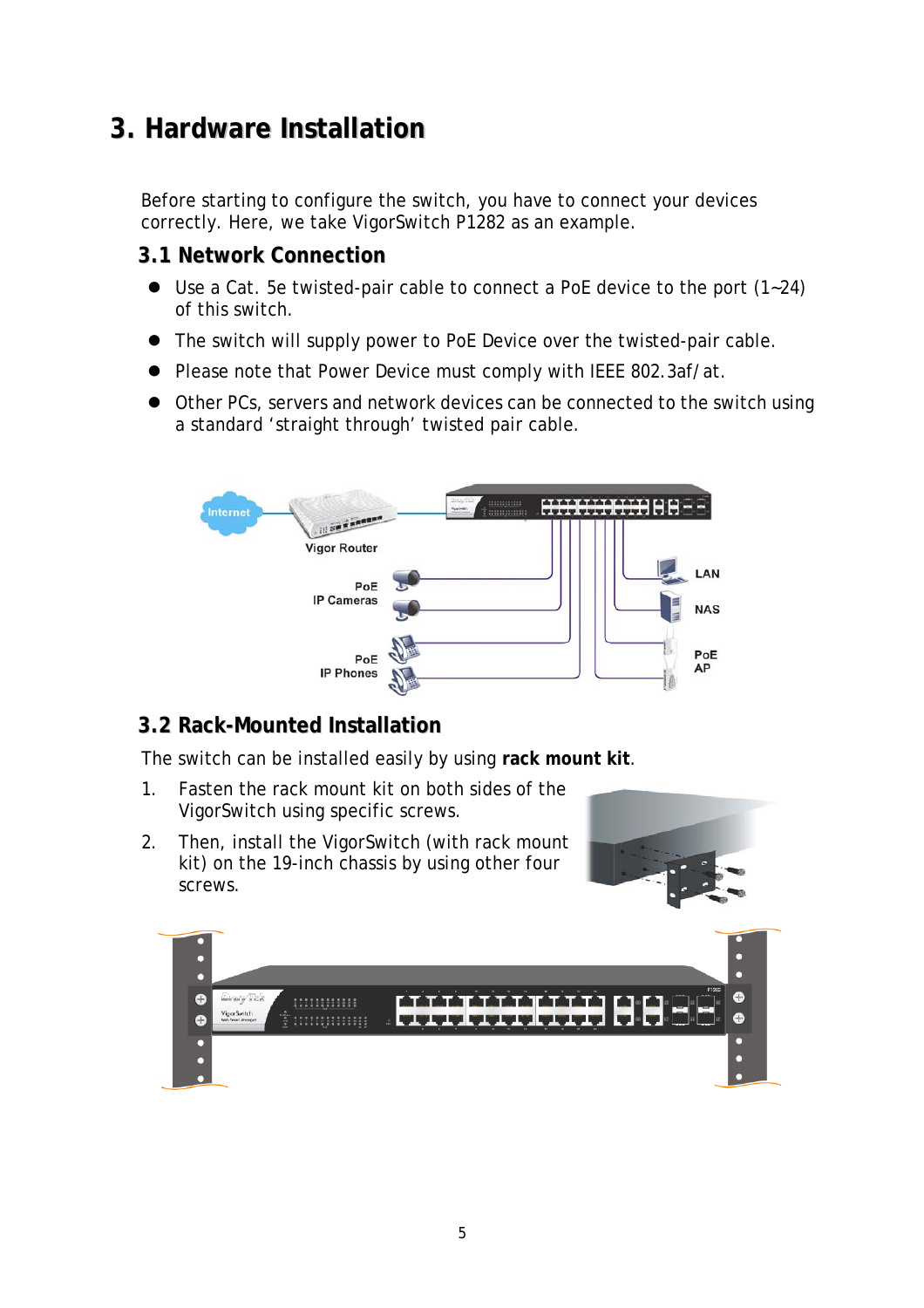# 3. Hardware Installation

Before starting to configure the switch, you have to connect your devices correctly. Here, we take VigorSwitch P1282 as an example.

## 3.1 Network Connection

- Use a Cat. 5e twisted-pair cable to connect a PoE device to the port (1~24) of this switch.
- The switch will supply power to PoE Device over the twisted-pair cable.
- Please note that Power Device must comply with IEEE 802.3af/at.
- Other PCs, servers and network devices can be connected to the switch using a standard ‘straight through’ twisted pair cable.

## 3.2 Rack-Mounted Installation

The switch can be installed easily by using **rack mount kit**.

1. Fasten the rack mount kit on both sides of the VigorSwitch using specific screws.
2. Then, install the VigorSwitch (with rack mount kit) on the 19-inch chassis by using other four screws.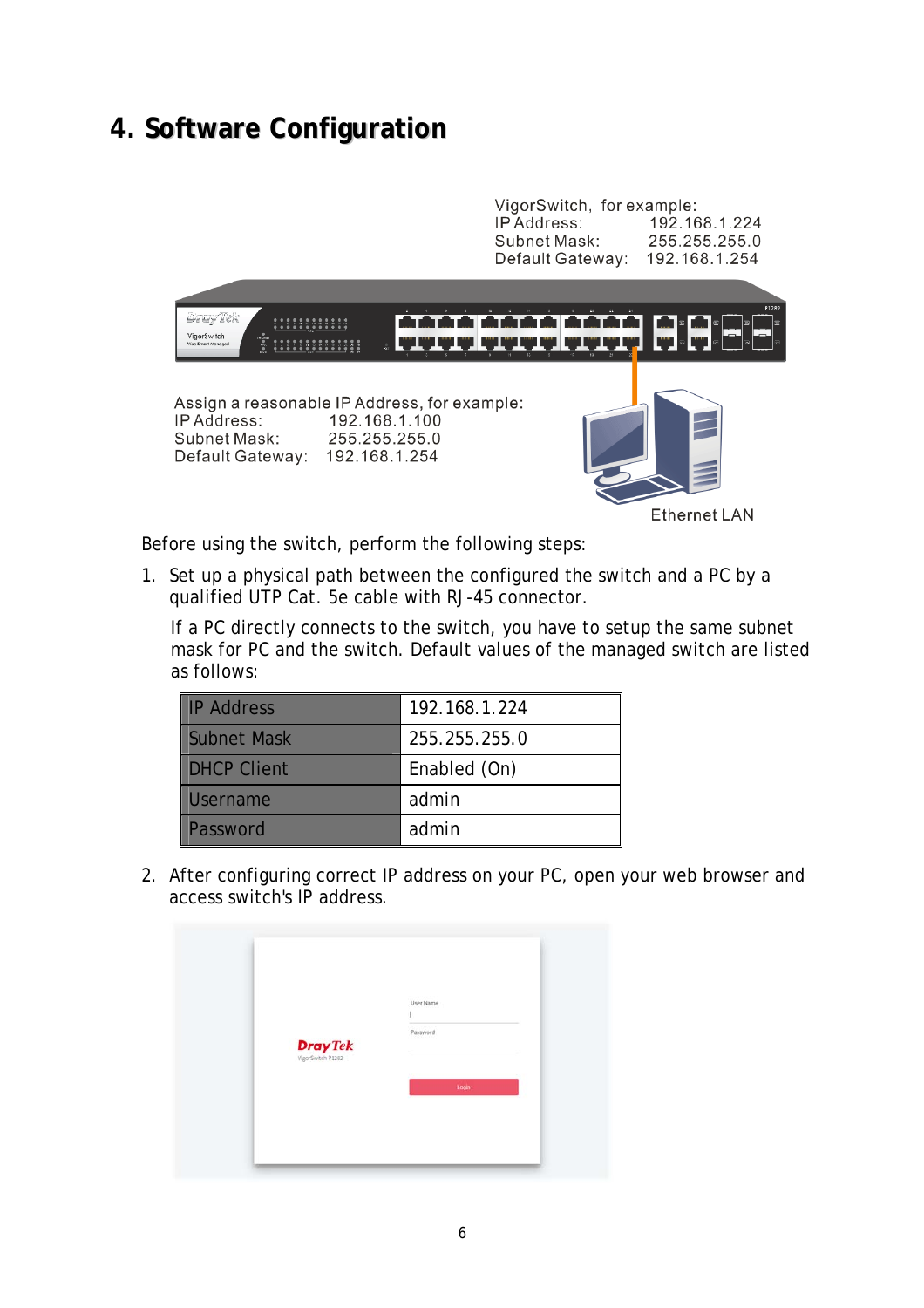# 4. Software Configuration

VigorSwitch, for example:
IP Address: 192.168.1.224
Subnet Mask: 255.255.255.0
Default Gateway: 192.168.1.254

Assign a reasonable IP Address, for example:
IP Address: 192.168.1.100
Subnet Mask: 255.255.255.0
Default Gateway: 192.168.1.254

Ethernet LAN

Before using the switch, perform the following steps:

1. Set up a physical path between the configured the switch and a PC by a qualified UTP Cat. 5e cable with RJ-45 connector.

   If a PC directly connects to the switch, you have to setup the same subnet mask for PC and the switch. Default values of the managed switch are listed as follows:

| IP Address | 192.168.1.224 |
|---|---|
| Subnet Mask | 255.255.255.0 |
| DHCP Client | Enabled (On) |
| Username | admin |
| Password | admin |

2. After configuring correct IP address on your PC, open your web browser and access switch's IP address.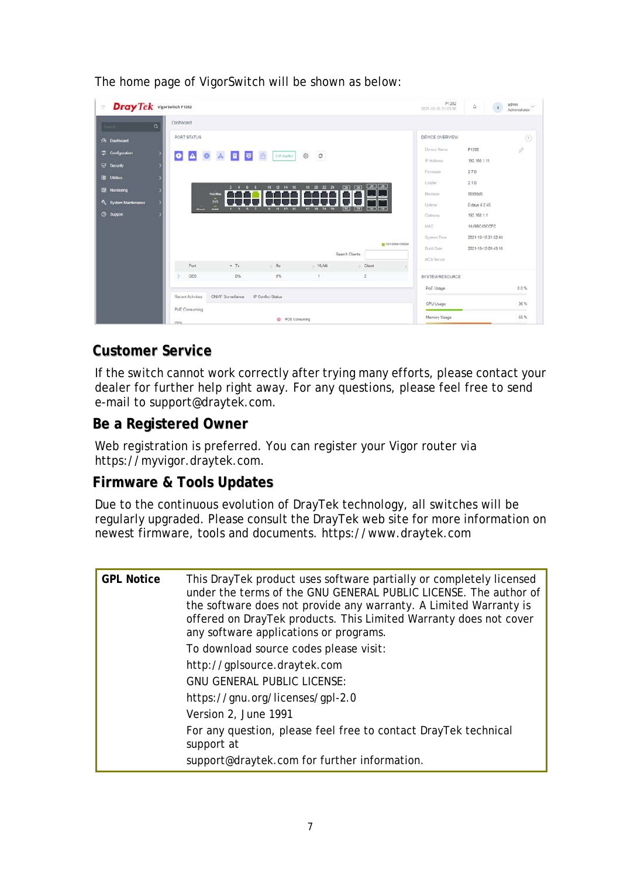The home page of VigorSwitch will be shown as below:

## Customer Service

If the switch cannot work correctly after trying many efforts, please contact your dealer for further help right away. For any questions, please feel free to send e-mail to support@draytek.com.

## Be a Registered Owner

Web registration is preferred. You can register your Vigor router via https://myvigor.draytek.com.

## Firmware & Tools Updates

Due to the continuous evolution of DrayTek technology, all switches will be regularly upgraded. Please consult the DrayTek web site for more information on newest firmware, tools and documents. https://www.draytek.com

| **GPL Notice** | This DrayTek product uses software partially or completely licensed under the terms of the GNU GENERAL PUBLIC LICENSE. The author of the software does not provide any warranty. A Limited Warranty is offered on DrayTek products. This Limited Warranty does not cover any software applications or programs.<br>To download source codes please visit:<br>http://gplsource.draytek.com<br>GNU GENERAL PUBLIC LICENSE:<br>https://gnu.org/licenses/gpl-2.0<br>Version 2, June 1991<br>For any question, please feel free to contact DrayTek technical support at<br>support@draytek.com for further information. |
|---|---|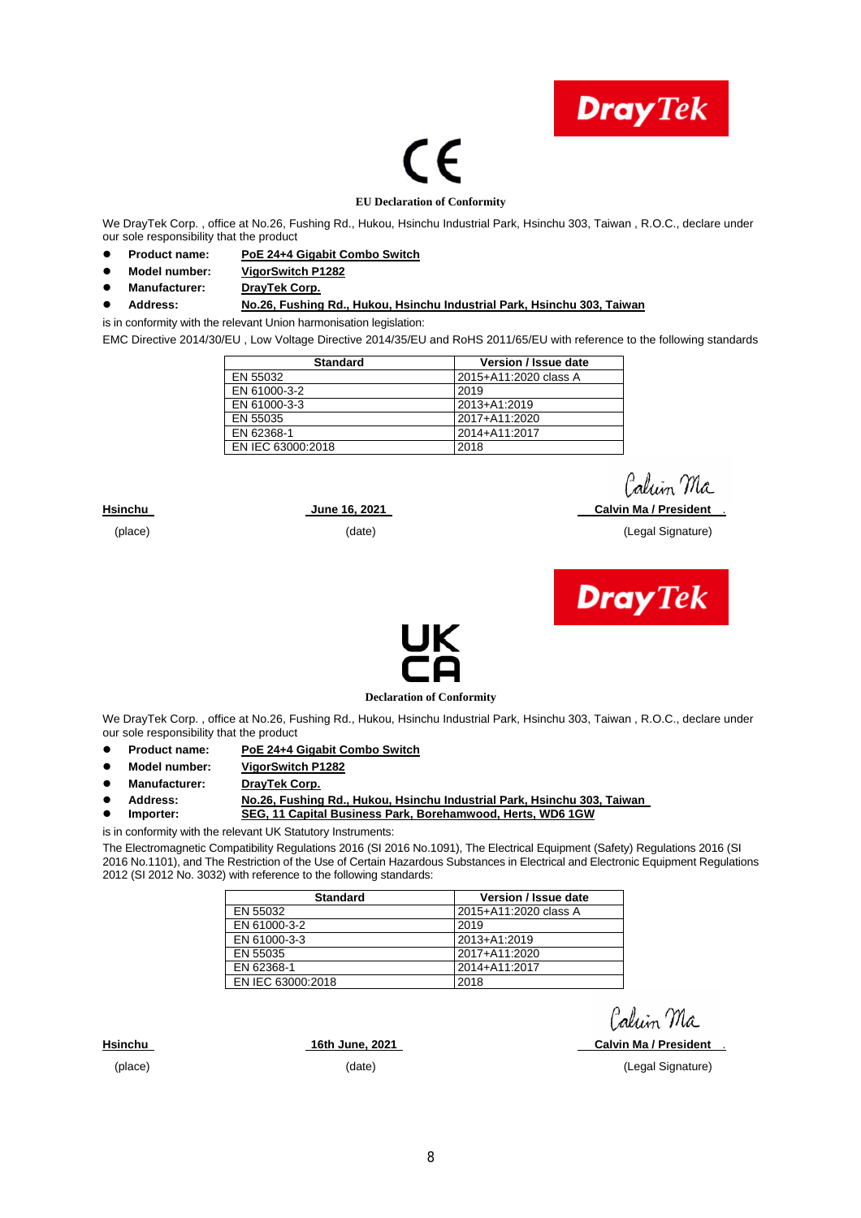DrayTek

CE

**EU Declaration of Conformity**

We DrayTek Corp. , office at No.26, Fushing Rd., Hukou, Hsinchu Industrial Park, Hsinchu 303, Taiwan , R.O.C., declare under our sole responsibility that the product

- **Product name:** **PoE 24+4 Gigabit Combo Switch**
- **Model number:** **VigorSwitch P1282**
- **Manufacturer:** **DrayTek Corp.**
- **Address:** **No.26, Fushing Rd., Hukou, Hsinchu Industrial Park, Hsinchu 303, Taiwan**

is in conformity with the relevant Union harmonisation legislation:

EMC Directive 2014/30/EU , Low Voltage Directive 2014/35/EU and RoHS 2011/65/EU with reference to the following standards

| Standard | Version / Issue date |
|---|---|
| EN 55032 | 2015+A11:2020 class A |
| EN 61000-3-2 | 2019 |
| EN 61000-3-3 | 2013+A1:2019 |
| EN 55035 | 2017+A11:2020 |
| EN 62368-1 | 2014+A11:2017 |
| EN IEC 63000:2018 | 2018 |

| **Hsinchu** | **June 16, 2021** | **Calvin Ma / President** |
|---|---|---|
| (place) | (date) | (Legal Signature) |

DrayTek

UK CA

**Declaration of Conformity**

We DrayTek Corp. , office at No.26, Fushing Rd., Hukou, Hsinchu Industrial Park, Hsinchu 303, Taiwan , R.O.C., declare under our sole responsibility that the product

- **Product name:** **PoE 24+4 Gigabit Combo Switch**
- **Model number:** **VigorSwitch P1282**
- **Manufacturer:** **DrayTek Corp.**
- **Address:** **No.26, Fushing Rd., Hukou, Hsinchu Industrial Park, Hsinchu 303, Taiwan**
- **Importer:** **SEG, 11 Capital Business Park, Borehamwood, Herts, WD6 1GW**

is in conformity with the relevant UK Statutory Instruments:

The Electromagnetic Compatibility Regulations 2016 (SI 2016 No.1091), The Electrical Equipment (Safety) Regulations 2016 (SI 2016 No.1101), and The Restriction of the Use of Certain Hazardous Substances in Electrical and Electronic Equipment Regulations 2012 (SI 2012 No. 3032) with reference to the following standards:

| Standard | Version / Issue date |
|---|---|
| EN 55032 | 2015+A11:2020 class A |
| EN 61000-3-2 | 2019 |
| EN 61000-3-3 | 2013+A1:2019 |
| EN 55035 | 2017+A11:2020 |
| EN 62368-1 | 2014+A11:2017 |
| EN IEC 63000:2018 | 2018 |

| **Hsinchu** | **16th June, 2021** | **Calvin Ma / President** |
|---|---|---|
| (place) | (date) | (Legal Signature) |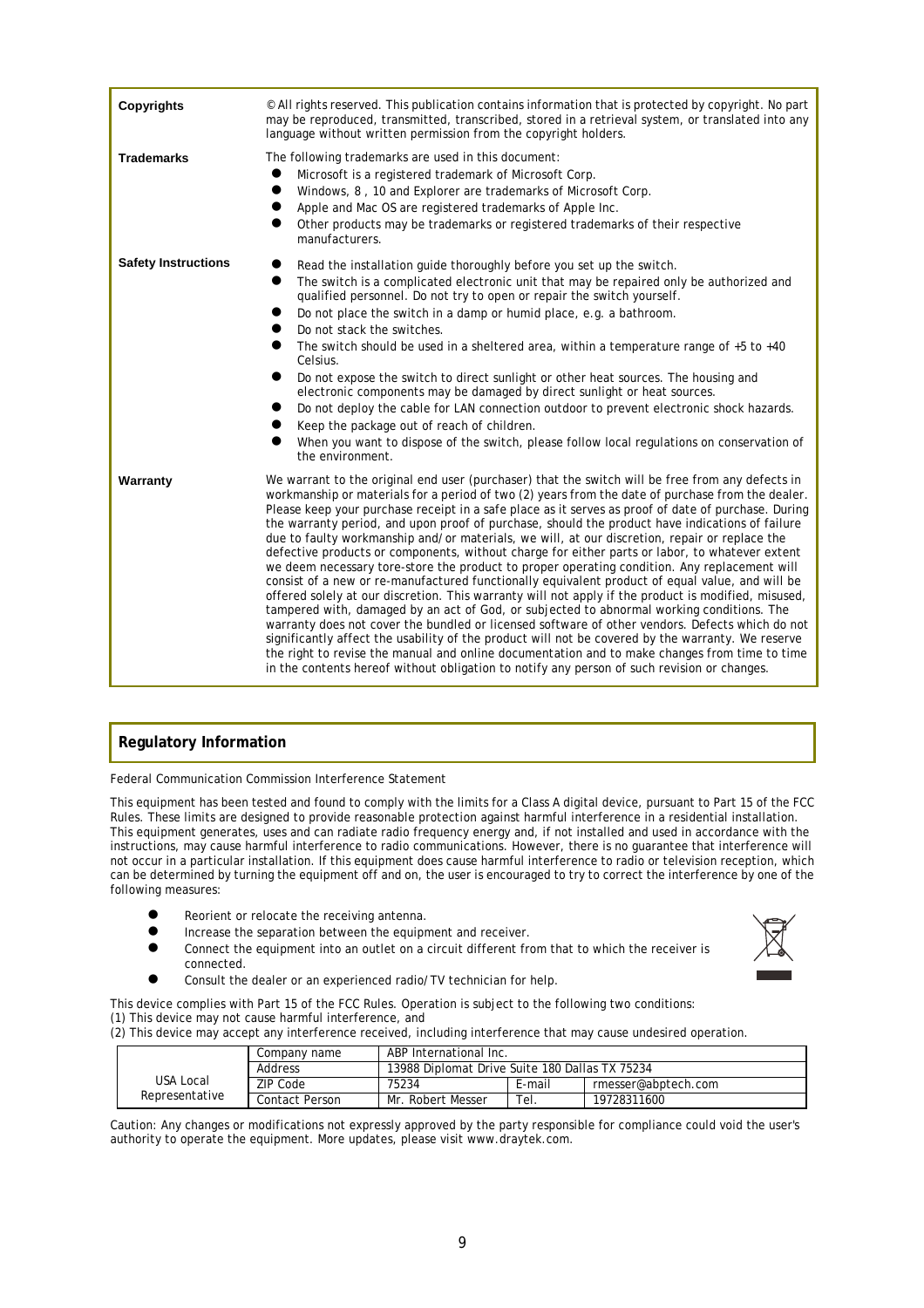| | |
|---|---|
| **Copyrights** | © All rights reserved. This publication contains information that is protected by copyright. No part may be reproduced, transmitted, transcribed, stored in a retrieval system, or translated into any language without written permission from the copyright holders. |
| **Trademarks** | The following trademarks are used in this document:<br>● Microsoft is a registered trademark of Microsoft Corp.<br>● Windows, 8 , 10 and Explorer are trademarks of Microsoft Corp.<br>● Apple and Mac OS are registered trademarks of Apple Inc.<br>● Other products may be trademarks or registered trademarks of their respective manufacturers. |
| **Safety Instructions** | ● Read the installation guide thoroughly before you set up the switch.<br>● The switch is a complicated electronic unit that may be repaired only be authorized and qualified personnel. Do not try to open or repair the switch yourself.<br>● Do not place the switch in a damp or humid place, e.g. a bathroom.<br>● Do not stack the switches.<br>● The switch should be used in a sheltered area, within a temperature range of +5 to +40 Celsius.<br>● Do not expose the switch to direct sunlight or other heat sources. The housing and electronic components may be damaged by direct sunlight or heat sources.<br>● Do not deploy the cable for LAN connection outdoor to prevent electronic shock hazards.<br>● Keep the package out of reach of children.<br>● When you want to dispose of the switch, please follow local regulations on conservation of the environment. |
| **Warranty** | We warrant to the original end user (purchaser) that the switch will be free from any defects in workmanship or materials for a period of two (2) years from the date of purchase from the dealer. Please keep your purchase receipt in a safe place as it serves as proof of date of purchase. During the warranty period, and upon proof of purchase, should the product have indications of failure due to faulty workmanship and/or materials, we will, at our discretion, repair or replace the defective products or components, without charge for either parts or labor, to whatever extent we deem necessary tore-store the product to proper operating condition. Any replacement will consist of a new or re-manufactured functionally equivalent product of equal value, and will be offered solely at our discretion. This warranty will not apply if the product is modified, misused, tampered with, damaged by an act of God, or subjected to abnormal working conditions. The warranty does not cover the bundled or licensed software of other vendors. Defects which do not significantly affect the usability of the product will not be covered by the warranty. We reserve the right to revise the manual and online documentation and to make changes from time to time in the contents hereof without obligation to notify any person of such revision or changes. |

## Regulatory Information

Federal Communication Commission Interference Statement

This equipment has been tested and found to comply with the limits for a Class A digital device, pursuant to Part 15 of the FCC Rules. These limits are designed to provide reasonable protection against harmful interference in a residential installation. This equipment generates, uses and can radiate radio frequency energy and, if not installed and used in accordance with the instructions, may cause harmful interference to radio communications. However, there is no guarantee that interference will not occur in a particular installation. If this equipment does cause harmful interference to radio or television reception, which can be determined by turning the equipment off and on, the user is encouraged to try to correct the interference by one of the following measures:

- Reorient or relocate the receiving antenna.
- Increase the separation between the equipment and receiver.
- Connect the equipment into an outlet on a circuit different from that to which the receiver is connected.
- Consult the dealer or an experienced radio/TV technician for help.

This device complies with Part 15 of the FCC Rules. Operation is subject to the following two conditions:
(1) This device may not cause harmful interference, and
(2) This device may accept any interference received, including interference that may cause undesired operation.

| | | | | |
|---|---|---|---|---|
| USA Local Representative | Company name | ABP International Inc. | | |
| | Address | 13988 Diplomat Drive Suite 180 Dallas TX 75234 | | |
| | ZIP Code | 75234 | E-mail | rmesser@abptech.com |
| | Contact Person | Mr. Robert Messer | Tel. | 19728311600 |

Caution: Any changes or modifications not expressly approved by the party responsible for compliance could void the user's authority to operate the equipment. More updates, please visit www.draytek.com.